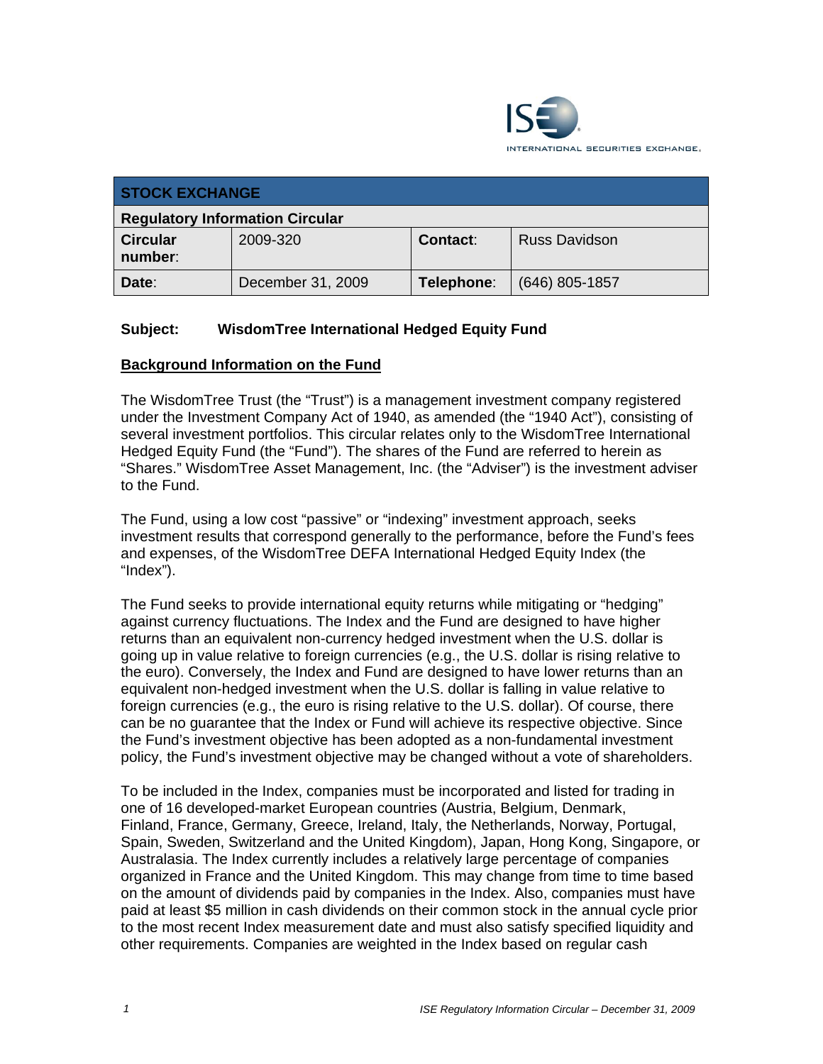**STOCK EXCHANGE**

**Regulatory Information Circular**

| **Circular number**: | 2009-320 | **Contact**: | Russ Davidson |
|---|---|---|---|
| **Date**: | December 31, 2009 | **Telephone**: | (646) 805-1857 |

**Subject: WisdomTree International Hedged Equity Fund**

**Background Information on the Fund**

The WisdomTree Trust (the "Trust") is a management investment company registered under the Investment Company Act of 1940, as amended (the "1940 Act"), consisting of several investment portfolios. This circular relates only to the WisdomTree International Hedged Equity Fund (the "Fund"). The shares of the Fund are referred to herein as "Shares." WisdomTree Asset Management, Inc. (the "Adviser") is the investment adviser to the Fund.

The Fund, using a low cost "passive" or "indexing" investment approach, seeks investment results that correspond generally to the performance, before the Fund's fees and expenses, of the WisdomTree DEFA International Hedged Equity Index (the "Index").

The Fund seeks to provide international equity returns while mitigating or "hedging" against currency fluctuations. The Index and the Fund are designed to have higher returns than an equivalent non-currency hedged investment when the U.S. dollar is going up in value relative to foreign currencies (e.g., the U.S. dollar is rising relative to the euro). Conversely, the Index and Fund are designed to have lower returns than an equivalent non-hedged investment when the U.S. dollar is falling in value relative to foreign currencies (e.g., the euro is rising relative to the U.S. dollar). Of course, there can be no guarantee that the Index or Fund will achieve its respective objective. Since the Fund's investment objective has been adopted as a non-fundamental investment policy, the Fund's investment objective may be changed without a vote of shareholders.

To be included in the Index, companies must be incorporated and listed for trading in one of 16 developed-market European countries (Austria, Belgium, Denmark, Finland, France, Germany, Greece, Ireland, Italy, the Netherlands, Norway, Portugal, Spain, Sweden, Switzerland and the United Kingdom), Japan, Hong Kong, Singapore, or Australasia. The Index currently includes a relatively large percentage of companies organized in France and the United Kingdom. This may change from time to time based on the amount of dividends paid by companies in the Index. Also, companies must have paid at least $5 million in cash dividends on their common stock in the annual cycle prior to the most recent Index measurement date and must also satisfy specified liquidity and other requirements. Companies are weighted in the Index based on regular cash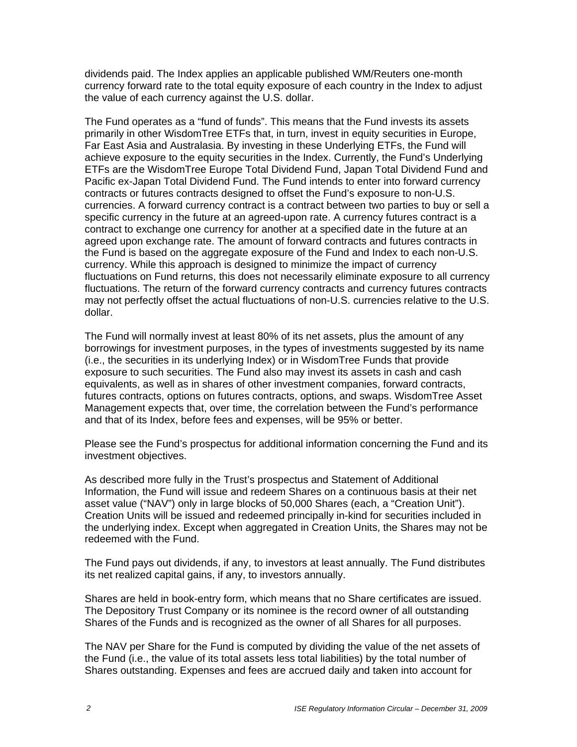dividends paid. The Index applies an applicable published WM/Reuters one-month currency forward rate to the total equity exposure of each country in the Index to adjust the value of each currency against the U.S. dollar.

The Fund operates as a "fund of funds". This means that the Fund invests its assets primarily in other WisdomTree ETFs that, in turn, invest in equity securities in Europe, Far East Asia and Australasia. By investing in these Underlying ETFs, the Fund will achieve exposure to the equity securities in the Index. Currently, the Fund's Underlying ETFs are the WisdomTree Europe Total Dividend Fund, Japan Total Dividend Fund and Pacific ex-Japan Total Dividend Fund. The Fund intends to enter into forward currency contracts or futures contracts designed to offset the Fund's exposure to non-U.S. currencies. A forward currency contract is a contract between two parties to buy or sell a specific currency in the future at an agreed-upon rate. A currency futures contract is a contract to exchange one currency for another at a specified date in the future at an agreed upon exchange rate. The amount of forward contracts and futures contracts in the Fund is based on the aggregate exposure of the Fund and Index to each non-U.S. currency. While this approach is designed to minimize the impact of currency fluctuations on Fund returns, this does not necessarily eliminate exposure to all currency fluctuations. The return of the forward currency contracts and currency futures contracts may not perfectly offset the actual fluctuations of non-U.S. currencies relative to the U.S. dollar.

The Fund will normally invest at least 80% of its net assets, plus the amount of any borrowings for investment purposes, in the types of investments suggested by its name (i.e., the securities in its underlying Index) or in WisdomTree Funds that provide exposure to such securities. The Fund also may invest its assets in cash and cash equivalents, as well as in shares of other investment companies, forward contracts, futures contracts, options on futures contracts, options, and swaps. WisdomTree Asset Management expects that, over time, the correlation between the Fund's performance and that of its Index, before fees and expenses, will be 95% or better.

Please see the Fund's prospectus for additional information concerning the Fund and its investment objectives.

As described more fully in the Trust's prospectus and Statement of Additional Information, the Fund will issue and redeem Shares on a continuous basis at their net asset value ("NAV") only in large blocks of 50,000 Shares (each, a "Creation Unit"). Creation Units will be issued and redeemed principally in-kind for securities included in the underlying index. Except when aggregated in Creation Units, the Shares may not be redeemed with the Fund.

The Fund pays out dividends, if any, to investors at least annually. The Fund distributes its net realized capital gains, if any, to investors annually.

Shares are held in book-entry form, which means that no Share certificates are issued. The Depository Trust Company or its nominee is the record owner of all outstanding Shares of the Funds and is recognized as the owner of all Shares for all purposes.

The NAV per Share for the Fund is computed by dividing the value of the net assets of the Fund (i.e., the value of its total assets less total liabilities) by the total number of Shares outstanding. Expenses and fees are accrued daily and taken into account for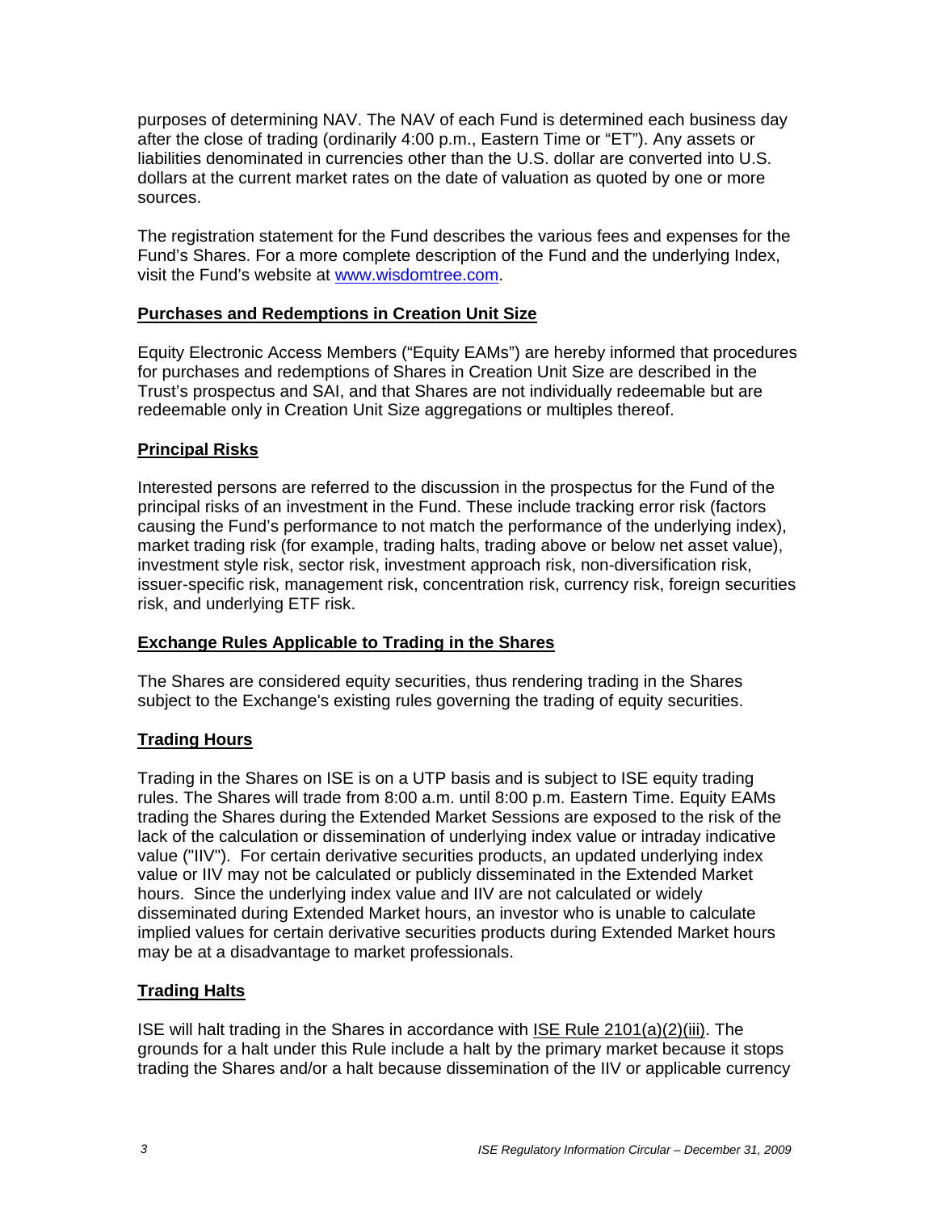purposes of determining NAV. The NAV of each Fund is determined each business day after the close of trading (ordinarily 4:00 p.m., Eastern Time or "ET"). Any assets or liabilities denominated in currencies other than the U.S. dollar are converted into U.S. dollars at the current market rates on the date of valuation as quoted by one or more sources.

The registration statement for the Fund describes the various fees and expenses for the Fund's Shares. For a more complete description of the Fund and the underlying Index, visit the Fund's website at [www.wisdomtree.com](http://www.wisdomtree.com).

**Purchases and Redemptions in Creation Unit Size**

Equity Electronic Access Members ("Equity EAMs") are hereby informed that procedures for purchases and redemptions of Shares in Creation Unit Size are described in the Trust's prospectus and SAI, and that Shares are not individually redeemable but are redeemable only in Creation Unit Size aggregations or multiples thereof.

**Principal Risks**

Interested persons are referred to the discussion in the prospectus for the Fund of the principal risks of an investment in the Fund. These include tracking error risk (factors causing the Fund's performance to not match the performance of the underlying index), market trading risk (for example, trading halts, trading above or below net asset value), investment style risk, sector risk, investment approach risk, non-diversification risk, issuer-specific risk, management risk, concentration risk, currency risk, foreign securities risk, and underlying ETF risk.

**Exchange Rules Applicable to Trading in the Shares**

The Shares are considered equity securities, thus rendering trading in the Shares subject to the Exchange's existing rules governing the trading of equity securities.

**Trading Hours**

Trading in the Shares on ISE is on a UTP basis and is subject to ISE equity trading rules. The Shares will trade from 8:00 a.m. until 8:00 p.m. Eastern Time. Equity EAMs trading the Shares during the Extended Market Sessions are exposed to the risk of the lack of the calculation or dissemination of underlying index value or intraday indicative value ("IIV"). For certain derivative securities products, an updated underlying index value or IIV may not be calculated or publicly disseminated in the Extended Market hours. Since the underlying index value and IIV are not calculated or widely disseminated during Extended Market hours, an investor who is unable to calculate implied values for certain derivative securities products during Extended Market hours may be at a disadvantage to market professionals.

**Trading Halts**

ISE will halt trading in the Shares in accordance with ISE Rule 2101(a)(2)(iii). The grounds for a halt under this Rule include a halt by the primary market because it stops trading the Shares and/or a halt because dissemination of the IIV or applicable currency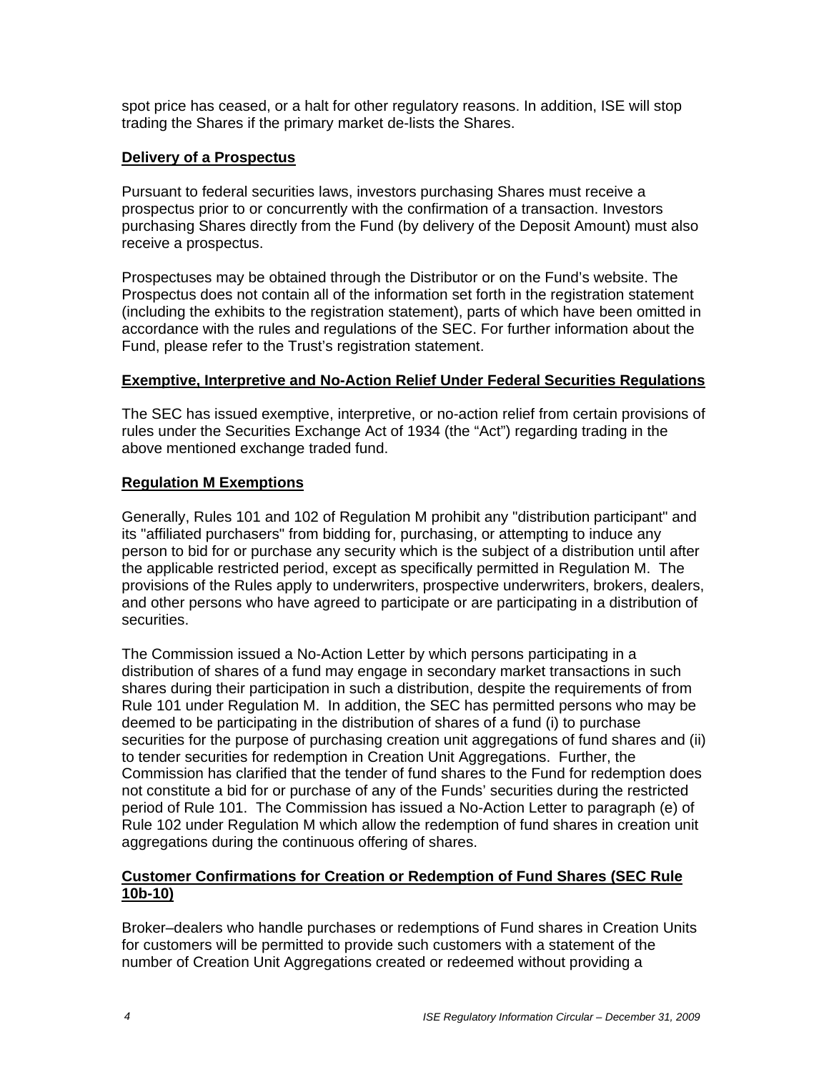spot price has ceased, or a halt for other regulatory reasons. In addition, ISE will stop trading the Shares if the primary market de-lists the Shares.

## Delivery of a Prospectus

Pursuant to federal securities laws, investors purchasing Shares must receive a prospectus prior to or concurrently with the confirmation of a transaction. Investors purchasing Shares directly from the Fund (by delivery of the Deposit Amount) must also receive a prospectus.

Prospectuses may be obtained through the Distributor or on the Fund's website. The Prospectus does not contain all of the information set forth in the registration statement (including the exhibits to the registration statement), parts of which have been omitted in accordance with the rules and regulations of the SEC. For further information about the Fund, please refer to the Trust's registration statement.

## Exemptive, Interpretive and No-Action Relief Under Federal Securities Regulations

The SEC has issued exemptive, interpretive, or no-action relief from certain provisions of rules under the Securities Exchange Act of 1934 (the "Act") regarding trading in the above mentioned exchange traded fund.

## Regulation M Exemptions

Generally, Rules 101 and 102 of Regulation M prohibit any "distribution participant" and its "affiliated purchasers" from bidding for, purchasing, or attempting to induce any person to bid for or purchase any security which is the subject of a distribution until after the applicable restricted period, except as specifically permitted in Regulation M. The provisions of the Rules apply to underwriters, prospective underwriters, brokers, dealers, and other persons who have agreed to participate or are participating in a distribution of securities.

The Commission issued a No-Action Letter by which persons participating in a distribution of shares of a fund may engage in secondary market transactions in such shares during their participation in such a distribution, despite the requirements of from Rule 101 under Regulation M. In addition, the SEC has permitted persons who may be deemed to be participating in the distribution of shares of a fund (i) to purchase securities for the purpose of purchasing creation unit aggregations of fund shares and (ii) to tender securities for redemption in Creation Unit Aggregations. Further, the Commission has clarified that the tender of fund shares to the Fund for redemption does not constitute a bid for or purchase of any of the Funds' securities during the restricted period of Rule 101. The Commission has issued a No-Action Letter to paragraph (e) of Rule 102 under Regulation M which allow the redemption of fund shares in creation unit aggregations during the continuous offering of shares.

## Customer Confirmations for Creation or Redemption of Fund Shares (SEC Rule 10b-10)

Broker–dealers who handle purchases or redemptions of Fund shares in Creation Units for customers will be permitted to provide such customers with a statement of the number of Creation Unit Aggregations created or redeemed without providing a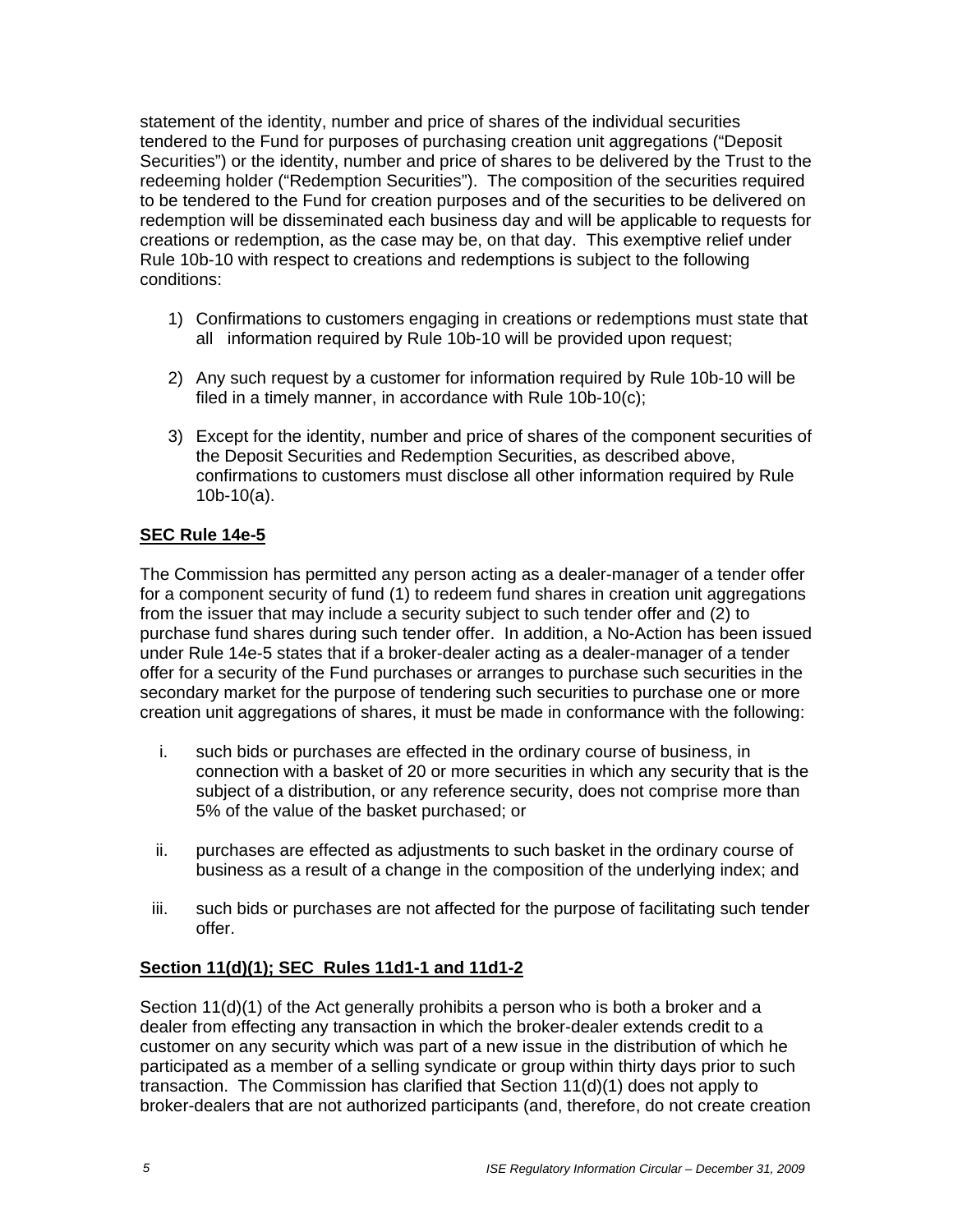statement of the identity, number and price of shares of the individual securities tendered to the Fund for purposes of purchasing creation unit aggregations ("Deposit Securities") or the identity, number and price of shares to be delivered by the Trust to the redeeming holder ("Redemption Securities"). The composition of the securities required to be tendered to the Fund for creation purposes and of the securities to be delivered on redemption will be disseminated each business day and will be applicable to requests for creations or redemption, as the case may be, on that day. This exemptive relief under Rule 10b-10 with respect to creations and redemptions is subject to the following conditions:

1) Confirmations to customers engaging in creations or redemptions must state that all information required by Rule 10b-10 will be provided upon request;

2) Any such request by a customer for information required by Rule 10b-10 will be filed in a timely manner, in accordance with Rule 10b-10(c);

3) Except for the identity, number and price of shares of the component securities of the Deposit Securities and Redemption Securities, as described above, confirmations to customers must disclose all other information required by Rule 10b-10(a).

**SEC Rule 14e-5**

The Commission has permitted any person acting as a dealer-manager of a tender offer for a component security of fund (1) to redeem fund shares in creation unit aggregations from the issuer that may include a security subject to such tender offer and (2) to purchase fund shares during such tender offer. In addition, a No-Action has been issued under Rule 14e-5 states that if a broker-dealer acting as a dealer-manager of a tender offer for a security of the Fund purchases or arranges to purchase such securities in the secondary market for the purpose of tendering such securities to purchase one or more creation unit aggregations of shares, it must be made in conformance with the following:

i. such bids or purchases are effected in the ordinary course of business, in connection with a basket of 20 or more securities in which any security that is the subject of a distribution, or any reference security, does not comprise more than 5% of the value of the basket purchased; or

ii. purchases are effected as adjustments to such basket in the ordinary course of business as a result of a change in the composition of the underlying index; and

iii. such bids or purchases are not affected for the purpose of facilitating such tender offer.

**Section 11(d)(1); SEC Rules 11d1-1 and 11d1-2**

Section 11(d)(1) of the Act generally prohibits a person who is both a broker and a dealer from effecting any transaction in which the broker-dealer extends credit to a customer on any security which was part of a new issue in the distribution of which he participated as a member of a selling syndicate or group within thirty days prior to such transaction. The Commission has clarified that Section 11(d)(1) does not apply to broker-dealers that are not authorized participants (and, therefore, do not create creation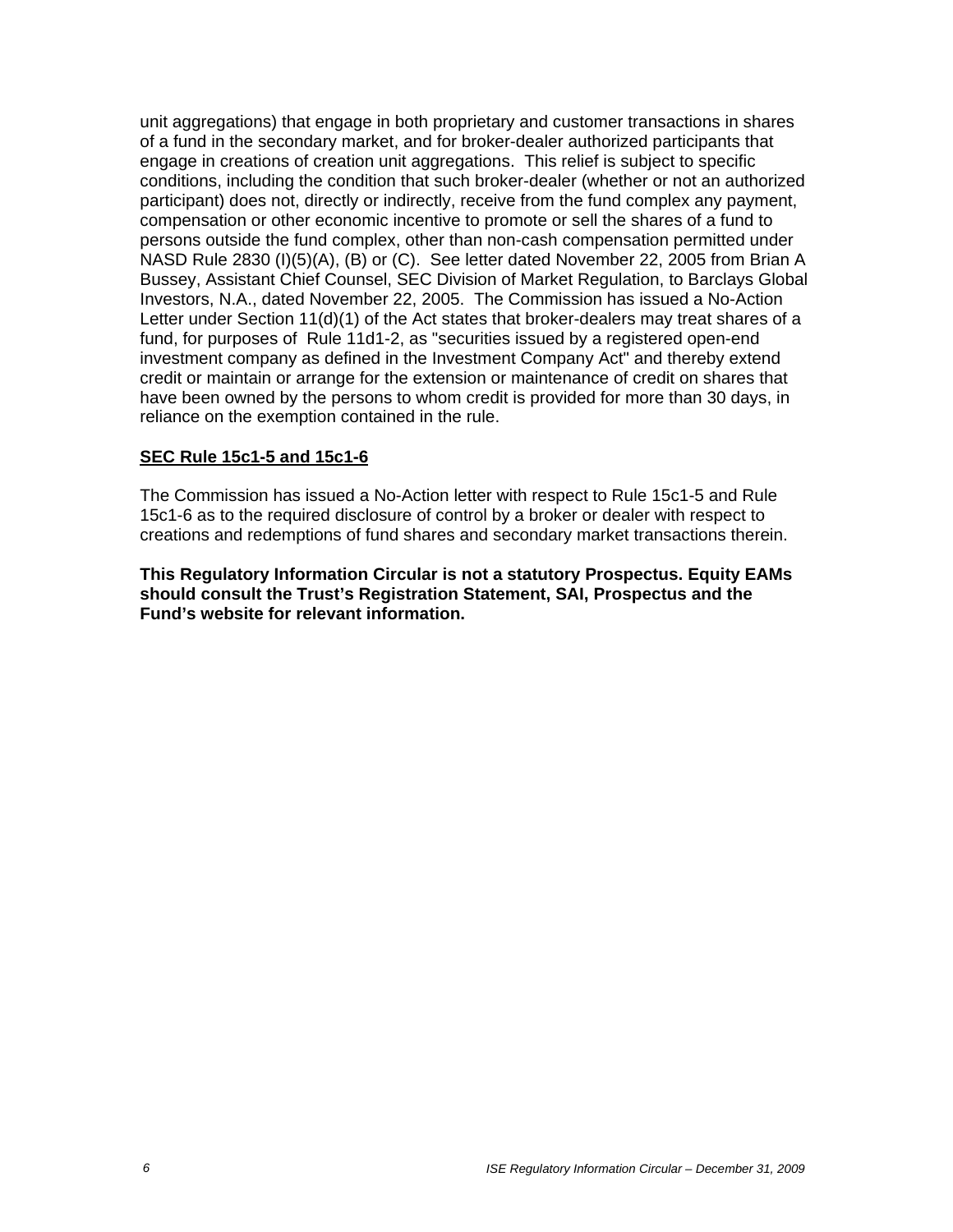unit aggregations) that engage in both proprietary and customer transactions in shares of a fund in the secondary market, and for broker-dealer authorized participants that engage in creations of creation unit aggregations. This relief is subject to specific conditions, including the condition that such broker-dealer (whether or not an authorized participant) does not, directly or indirectly, receive from the fund complex any payment, compensation or other economic incentive to promote or sell the shares of a fund to persons outside the fund complex, other than non-cash compensation permitted under NASD Rule 2830 (I)(5)(A), (B) or (C). See letter dated November 22, 2005 from Brian A Bussey, Assistant Chief Counsel, SEC Division of Market Regulation, to Barclays Global Investors, N.A., dated November 22, 2005. The Commission has issued a No-Action Letter under Section 11(d)(1) of the Act states that broker-dealers may treat shares of a fund, for purposes of Rule 11d1-2, as "securities issued by a registered open-end investment company as defined in the Investment Company Act" and thereby extend credit or maintain or arrange for the extension or maintenance of credit on shares that have been owned by the persons to whom credit is provided for more than 30 days, in reliance on the exemption contained in the rule.

**SEC Rule 15c1-5 and 15c1-6**

The Commission has issued a No-Action letter with respect to Rule 15c1-5 and Rule 15c1-6 as to the required disclosure of control by a broker or dealer with respect to creations and redemptions of fund shares and secondary market transactions therein.

**This Regulatory Information Circular is not a statutory Prospectus. Equity EAMs should consult the Trust's Registration Statement, SAI, Prospectus and the Fund's website for relevant information.**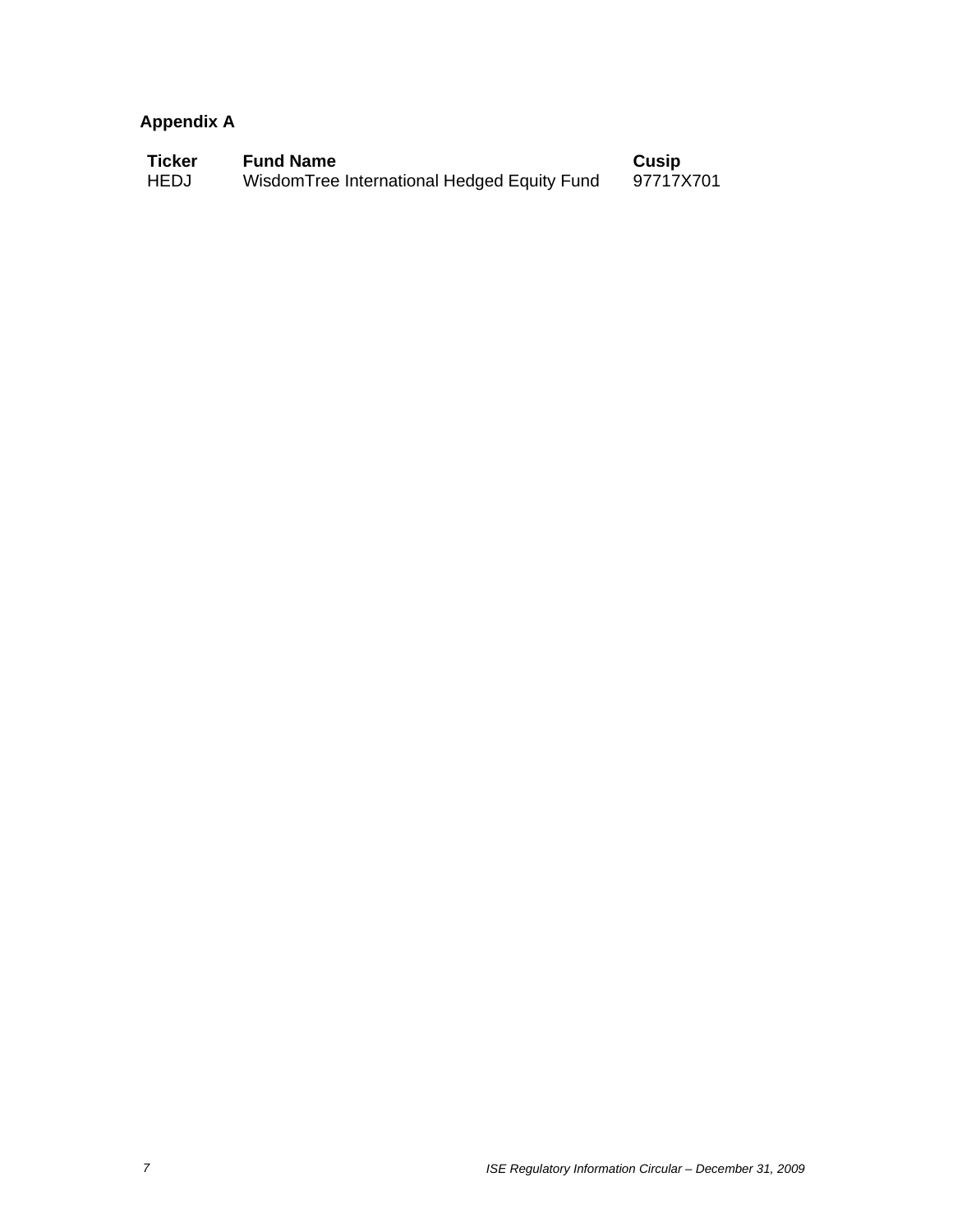## Appendix A

| Ticker | Fund Name | Cusip |
| --- | --- | --- |
| HEDJ | WisdomTree International Hedged Equity Fund | 97717X701 |